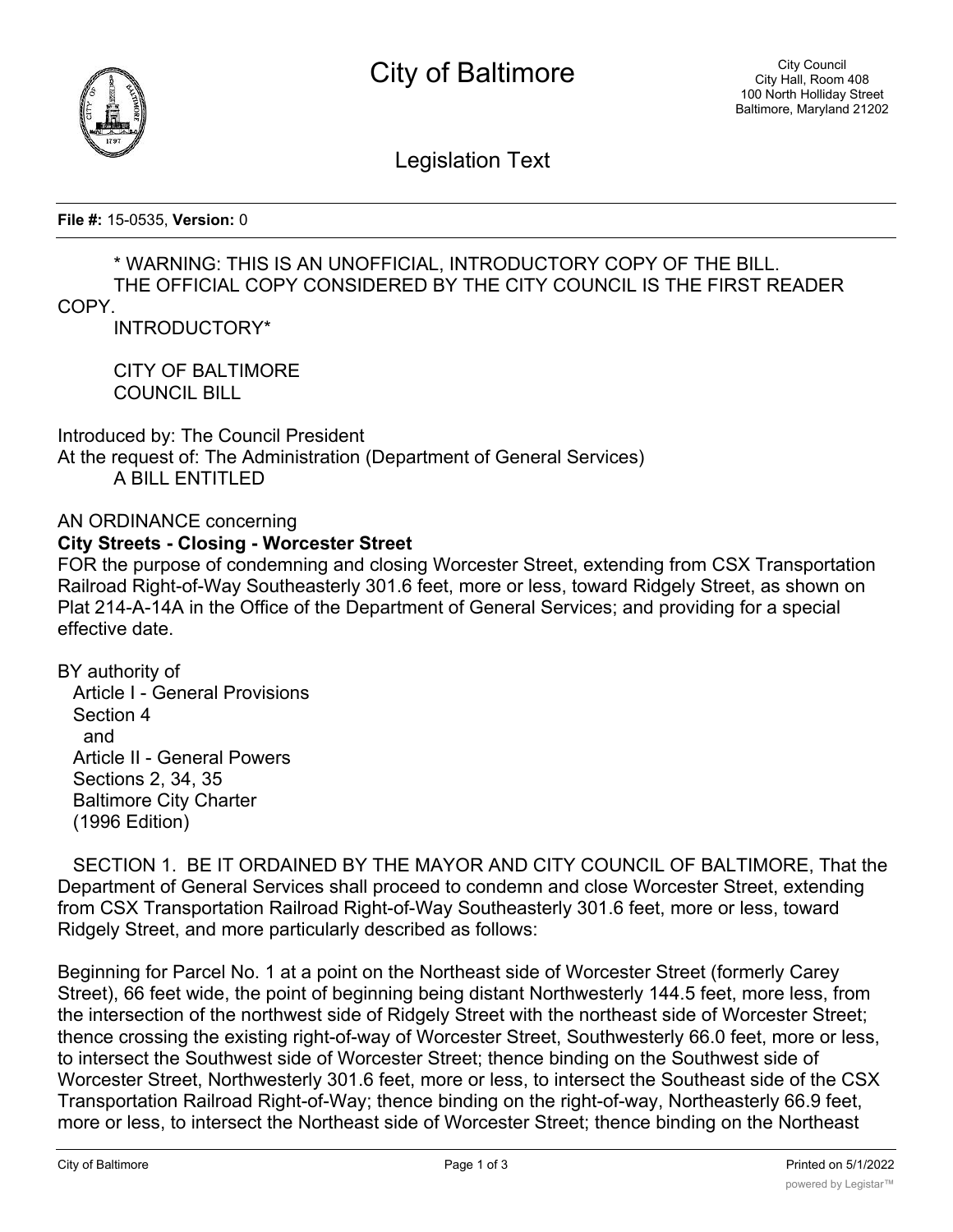# City of Baltimore

City Council
City Hall, Room 408
100 North Holliday Street
Baltimore, Maryland 21202

## Legislation Text

**File #:** 15-0535, **Version:** 0

\* WARNING: THIS IS AN UNOFFICIAL, INTRODUCTORY COPY OF THE BILL.
THE OFFICIAL COPY CONSIDERED BY THE CITY COUNCIL IS THE FIRST READER COPY.
INTRODUCTORY*

CITY OF BALTIMORE
COUNCIL BILL

Introduced by: The Council President
At the request of: The Administration (Department of General Services)
A BILL ENTITLED

AN ORDINANCE concerning

**City Streets - Closing - Worcester Street**

FOR the purpose of condemning and closing Worcester Street, extending from CSX Transportation Railroad Right-of-Way Southeasterly 301.6 feet, more or less, toward Ridgely Street, as shown on Plat 214-A-14A in the Office of the Department of General Services; and providing for a special effective date.

BY authority of
Article I - General Provisions
Section 4
and
Article II - General Powers
Sections 2, 34, 35
Baltimore City Charter
(1996 Edition)

SECTION 1. BE IT ORDAINED BY THE MAYOR AND CITY COUNCIL OF BALTIMORE, That the Department of General Services shall proceed to condemn and close Worcester Street, extending from CSX Transportation Railroad Right-of-Way Southeasterly 301.6 feet, more or less, toward Ridgely Street, and more particularly described as follows:

Beginning for Parcel No. 1 at a point on the Northeast side of Worcester Street (formerly Carey Street), 66 feet wide, the point of beginning being distant Northwesterly 144.5 feet, more less, from the intersection of the northwest side of Ridgely Street with the northeast side of Worcester Street; thence crossing the existing right-of-way of Worcester Street, Southwesterly 66.0 feet, more or less, to intersect the Southwest side of Worcester Street; thence binding on the Southwest side of Worcester Street, Northwesterly 301.6 feet, more or less, to intersect the Southeast side of the CSX Transportation Railroad Right-of-Way; thence binding on the right-of-way, Northeasterly 66.9 feet, more or less, to intersect the Northeast side of Worcester Street; thence binding on the Northeast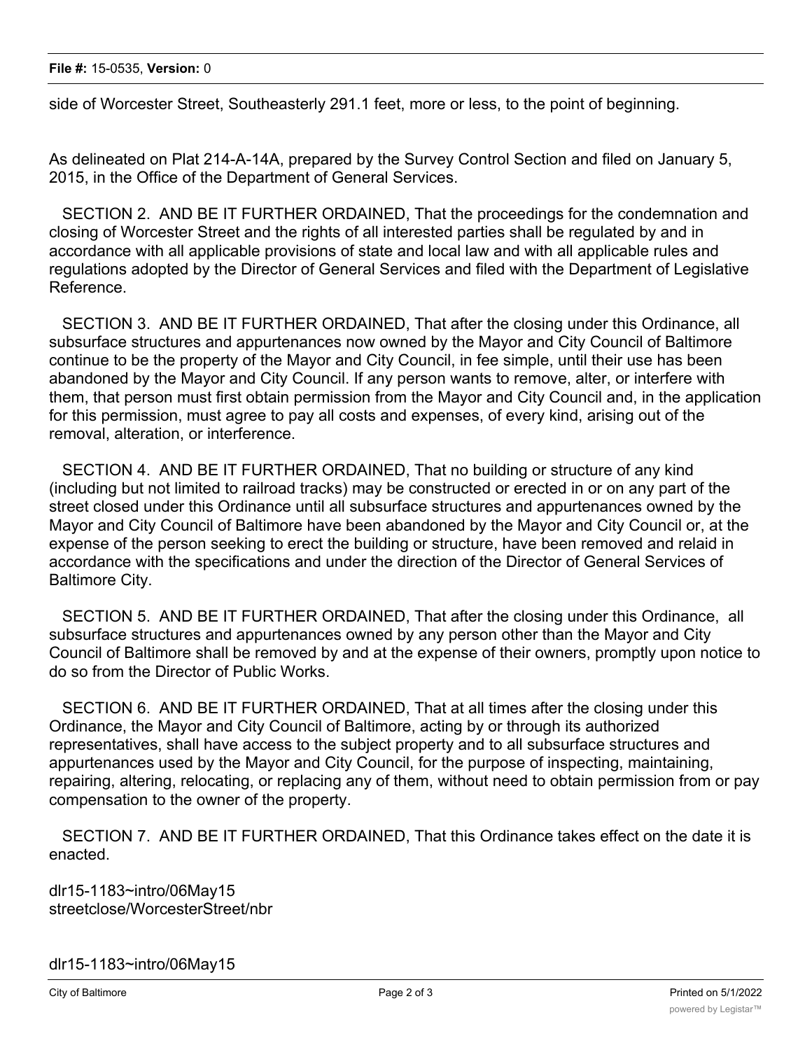side of Worcester Street, Southeasterly 291.1 feet, more or less, to the point of beginning.

As delineated on Plat 214-A-14A, prepared by the Survey Control Section and filed on January 5, 2015, in the Office of the Department of General Services.

SECTION 2. AND BE IT FURTHER ORDAINED, That the proceedings for the condemnation and closing of Worcester Street and the rights of all interested parties shall be regulated by and in accordance with all applicable provisions of state and local law and with all applicable rules and regulations adopted by the Director of General Services and filed with the Department of Legislative Reference.

SECTION 3. AND BE IT FURTHER ORDAINED, That after the closing under this Ordinance, all subsurface structures and appurtenances now owned by the Mayor and City Council of Baltimore continue to be the property of the Mayor and City Council, in fee simple, until their use has been abandoned by the Mayor and City Council. If any person wants to remove, alter, or interfere with them, that person must first obtain permission from the Mayor and City Council and, in the application for this permission, must agree to pay all costs and expenses, of every kind, arising out of the removal, alteration, or interference.

SECTION 4. AND BE IT FURTHER ORDAINED, That no building or structure of any kind (including but not limited to railroad tracks) may be constructed or erected in or on any part of the street closed under this Ordinance until all subsurface structures and appurtenances owned by the Mayor and City Council of Baltimore have been abandoned by the Mayor and City Council or, at the expense of the person seeking to erect the building or structure, have been removed and relaid in accordance with the specifications and under the direction of the Director of General Services of Baltimore City.

SECTION 5. AND BE IT FURTHER ORDAINED, That after the closing under this Ordinance, all subsurface structures and appurtenances owned by any person other than the Mayor and City Council of Baltimore shall be removed by and at the expense of their owners, promptly upon notice to do so from the Director of Public Works.

SECTION 6. AND BE IT FURTHER ORDAINED, That at all times after the closing under this Ordinance, the Mayor and City Council of Baltimore, acting by or through its authorized representatives, shall have access to the subject property and to all subsurface structures and appurtenances used by the Mayor and City Council, for the purpose of inspecting, maintaining, repairing, altering, relocating, or replacing any of them, without need to obtain permission from or pay compensation to the owner of the property.

SECTION 7. AND BE IT FURTHER ORDAINED, That this Ordinance takes effect on the date it is enacted.

dlr15-1183~intro/06May15
streetclose/WorcesterStreet/nbr

dlr15-1183~intro/06May15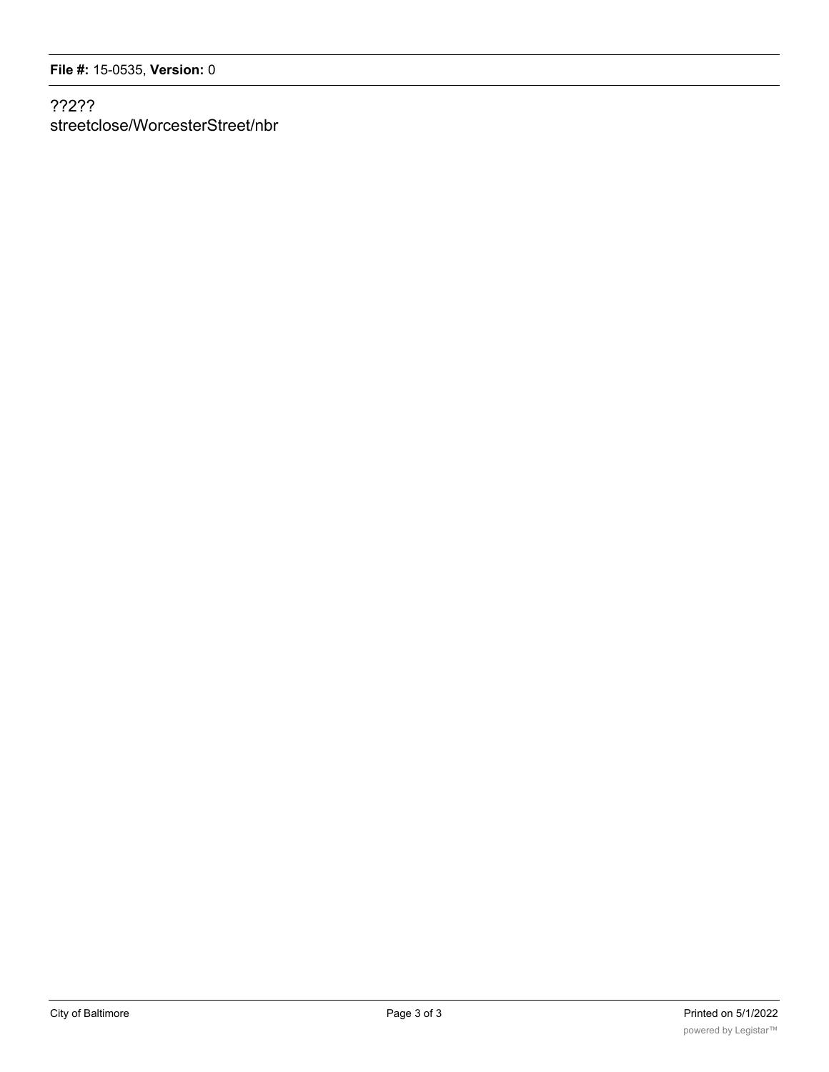**File #:** 15-0535, **Version:** 0

??2??
streetclose/WorcesterStreet/nbr